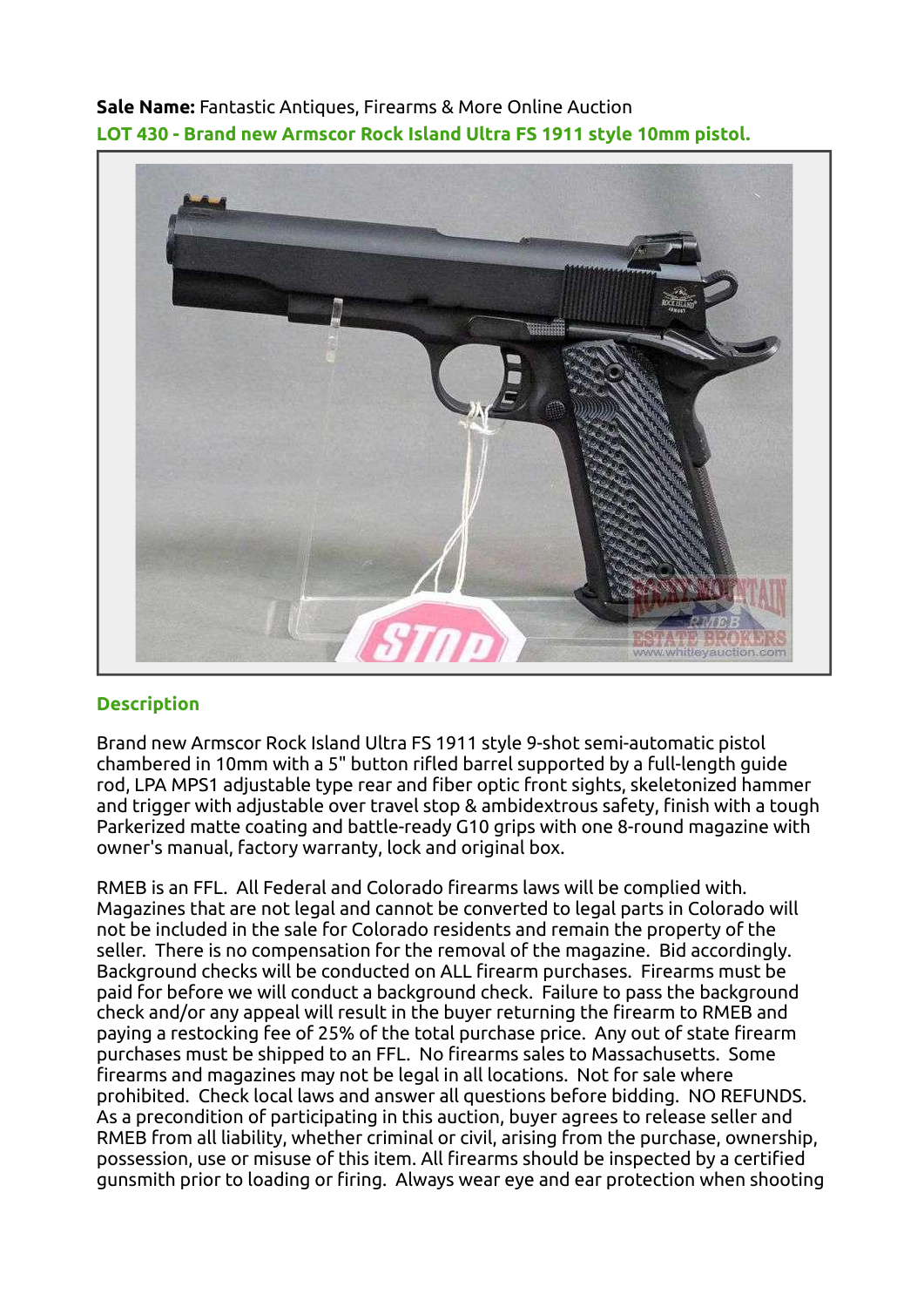**Sale Name:** Fantastic Antiques, Firearms & More Online Auction

## LOT 430 - Brand new Armscor Rock Island Ultra FS 1911 style 10mm pistol.

## Description

Brand new Armscor Rock Island Ultra FS 1911 style 9-shot semi-automatic pistol chambered in 10mm with a 5" button rifled barrel supported by a full-length guide rod, LPA MPS1 adjustable type rear and fiber optic front sights, skeletonized hammer and trigger with adjustable over travel stop & ambidextrous safety, finish with a tough Parkerized matte coating and battle-ready G10 grips with one 8-round magazine with owner's manual, factory warranty, lock and original box.

RMEB is an FFL. All Federal and Colorado firearms laws will be complied with. Magazines that are not legal and cannot be converted to legal parts in Colorado will not be included in the sale for Colorado residents and remain the property of the seller. There is no compensation for the removal of the magazine. Bid accordingly. Background checks will be conducted on ALL firearm purchases. Firearms must be paid for before we will conduct a background check. Failure to pass the background check and/or any appeal will result in the buyer returning the firearm to RMEB and paying a restocking fee of 25% of the total purchase price. Any out of state firearm purchases must be shipped to an FFL. No firearms sales to Massachusetts. Some firearms and magazines may not be legal in all locations. Not for sale where prohibited. Check local laws and answer all questions before bidding. NO REFUNDS. As a precondition of participating in this auction, buyer agrees to release seller and RMEB from all liability, whether criminal or civil, arising from the purchase, ownership, possession, use or misuse of this item. All firearms should be inspected by a certified gunsmith prior to loading or firing. Always wear eye and ear protection when shooting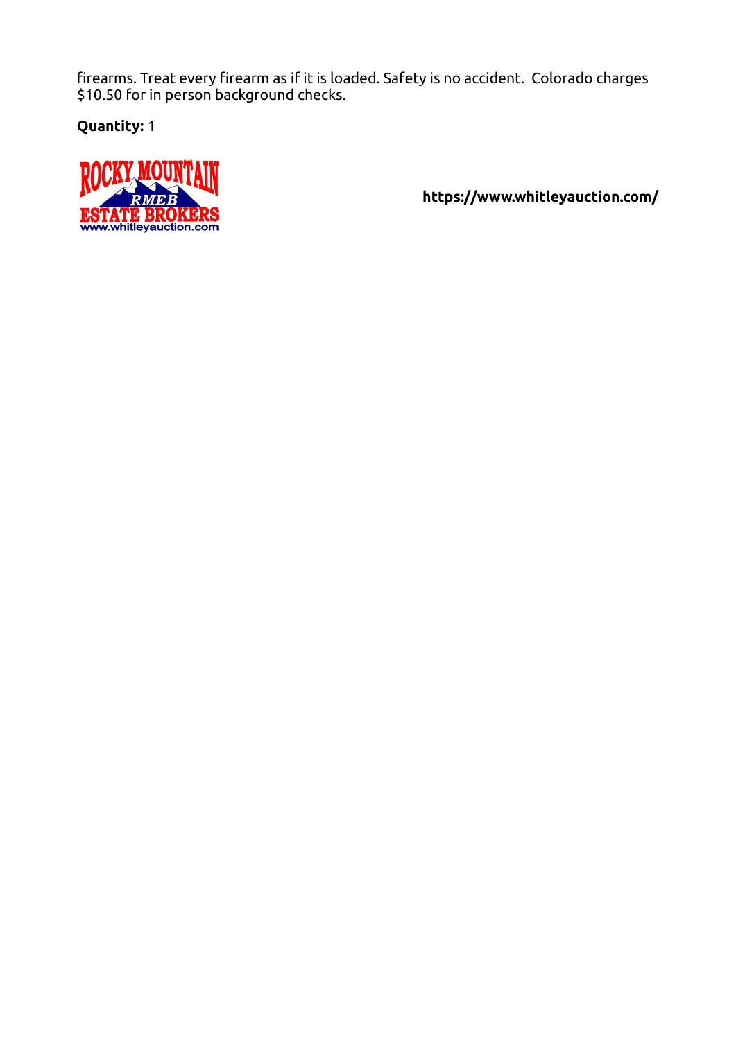firearms. Treat every firearm as if it is loaded. Safety is no accident.  Colorado charges $10.50 for in person background checks.

**Quantity:** 1

**https://www.whitleyauction.com/**